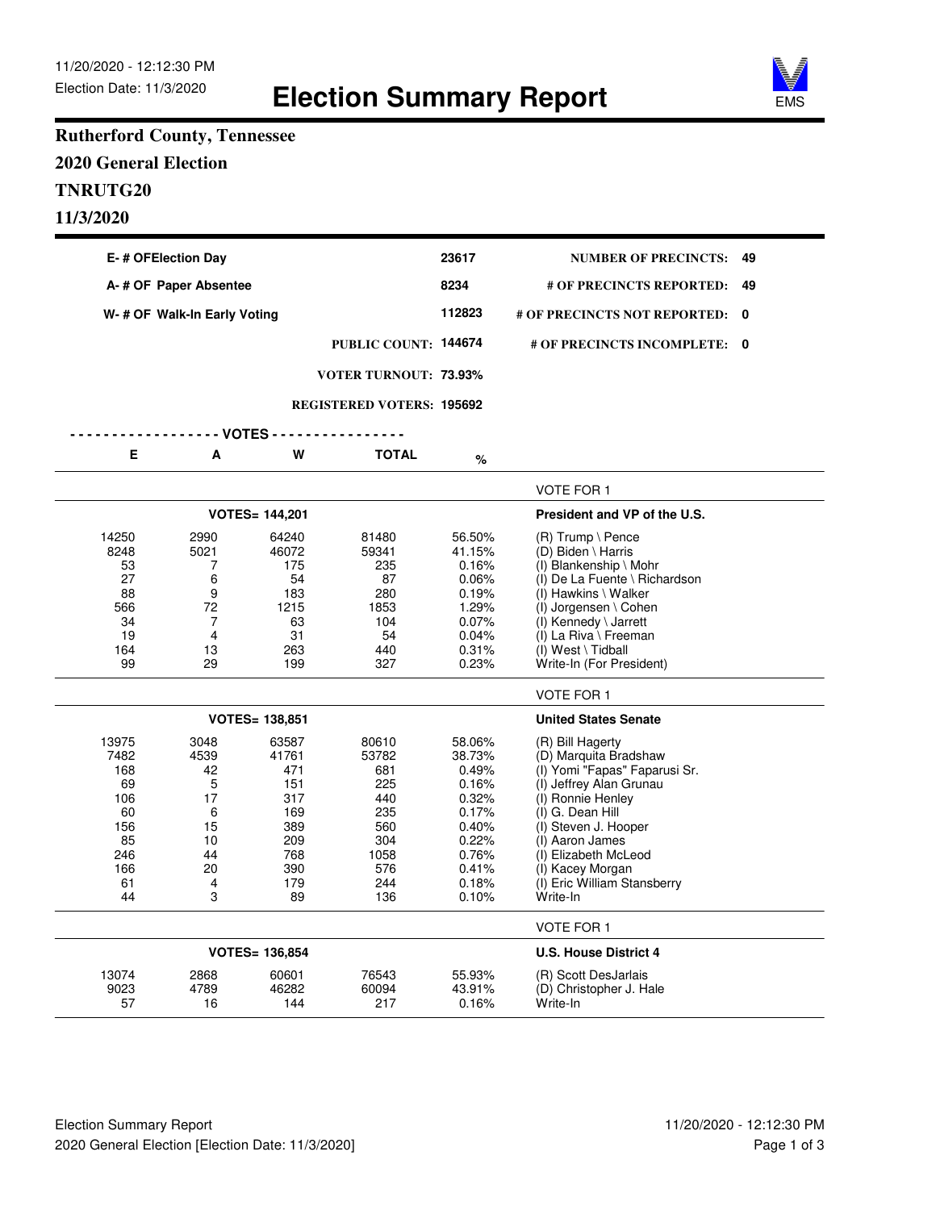11/20/2020 - 12:12:30 PM
Election Date: 11/3/2020

# Election Summary Report

EMS

## Rutherford County, Tennessee
## 2020 General Election
## TNRUTG20
## 11/3/2020

| | | | |
|---|---|---|---|
| E- # OFElection Day | 23617 | NUMBER OF PRECINCTS: | 49 |
| A- # OF Paper Absentee | 8234 | # OF PRECINCTS REPORTED: | 49 |
| W- # OF Walk-In Early Voting | 112823 | # OF PRECINCTS NOT REPORTED: | 0 |
| PUBLIC COUNT: | 144674 | # OF PRECINCTS INCOMPLETE: | 0 |
| VOTER TURNOUT: | 73.93% | | |
| REGISTERED VOTERS: | 195692 | | |

**President and VP of the U.S.** (VOTE FOR 1) — VOTES= 144,201

| E | A | W | TOTAL | % | |
|---|---|---|---|---|---|
| 14250 | 2990 | 64240 | 81480 | 56.50% | (R) Trump \ Pence |
| 8248 | 5021 | 46072 | 59341 | 41.15% | (D) Biden \ Harris |
| 53 | 7 | 175 | 235 | 0.16% | (I) Blankenship \ Mohr |
| 27 | 6 | 54 | 87 | 0.06% | (I) De La Fuente \ Richardson |
| 88 | 9 | 183 | 280 | 0.19% | (I) Hawkins \ Walker |
| 566 | 72 | 1215 | 1853 | 1.29% | (I) Jorgensen \ Cohen |
| 34 | 7 | 63 | 104 | 0.07% | (I) Kennedy \ Jarrett |
| 19 | 4 | 31 | 54 | 0.04% | (I) La Riva \ Freeman |
| 164 | 13 | 263 | 440 | 0.31% | (I) West \ Tidball |
| 99 | 29 | 199 | 327 | 0.23% | Write-In (For President) |

**United States Senate** (VOTE FOR 1) — VOTES= 138,851

| E | A | W | TOTAL | % | |
|---|---|---|---|---|---|
| 13975 | 3048 | 63587 | 80610 | 58.06% | (R) Bill Hagerty |
| 7482 | 4539 | 41761 | 53782 | 38.73% | (D) Marquita Bradshaw |
| 168 | 42 | 471 | 681 | 0.49% | (I) Yomi "Fapas" Faparusi Sr. |
| 69 | 5 | 151 | 225 | 0.16% | (I) Jeffrey Alan Grunau |
| 106 | 17 | 317 | 440 | 0.32% | (I) Ronnie Henley |
| 60 | 6 | 169 | 235 | 0.17% | (I) G. Dean Hill |
| 156 | 15 | 389 | 560 | 0.40% | (I) Steven J. Hooper |
| 85 | 10 | 209 | 304 | 0.22% | (I) Aaron James |
| 246 | 44 | 768 | 1058 | 0.76% | (I) Elizabeth McLeod |
| 166 | 20 | 390 | 576 | 0.41% | (I) Kacey Morgan |
| 61 | 4 | 179 | 244 | 0.18% | (I) Eric William Stansberry |
| 44 | 3 | 89 | 136 | 0.10% | Write-In |

**U.S. House District 4** (VOTE FOR 1) — VOTES= 136,854

| E | A | W | TOTAL | % | |
|---|---|---|---|---|---|
| 13074 | 2868 | 60601 | 76543 | 55.93% | (R) Scott DesJarlais |
| 9023 | 4789 | 46282 | 60094 | 43.91% | (D) Christopher J. Hale |
| 57 | 16 | 144 | 217 | 0.16% | Write-In |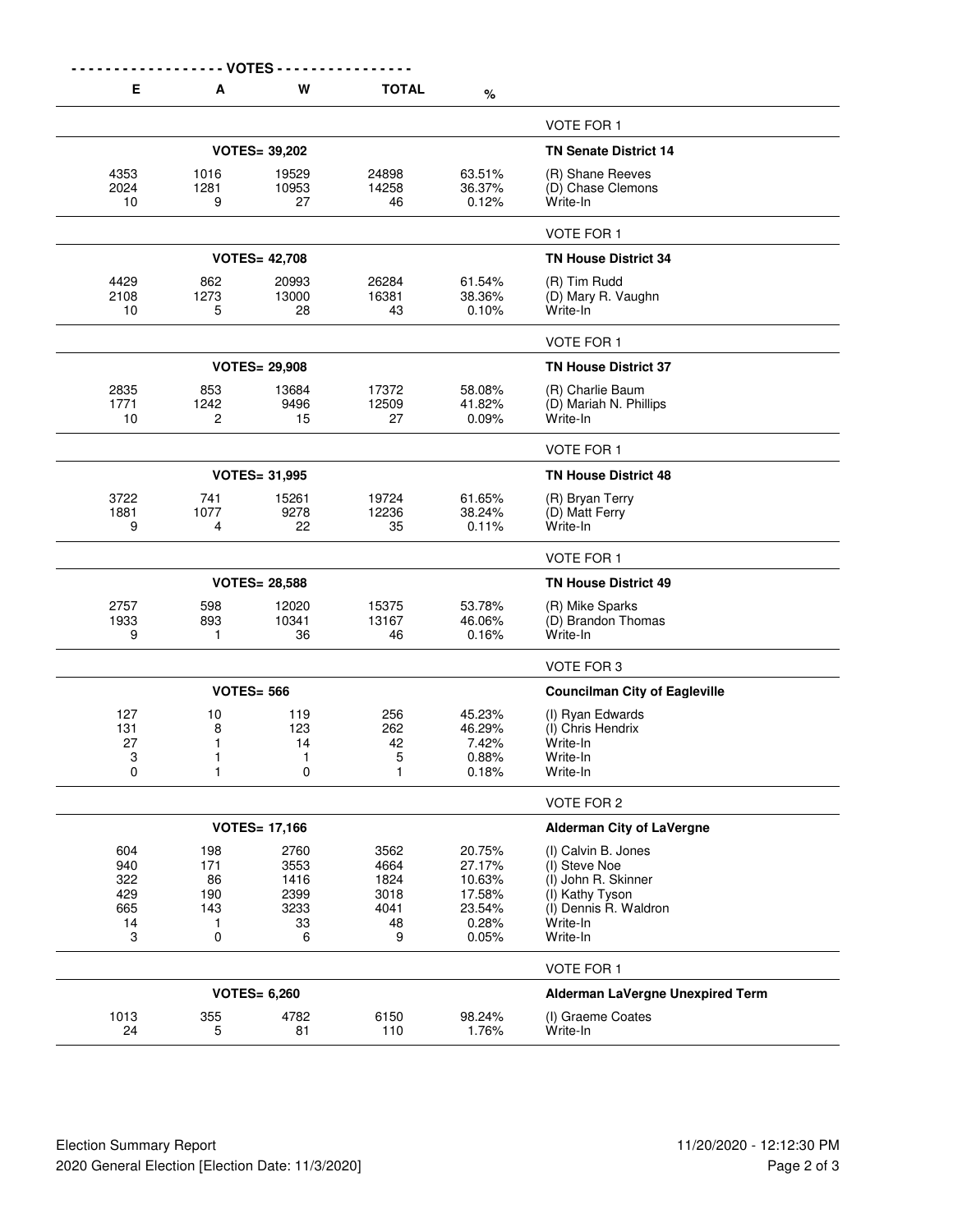| E | A | W | TOTAL | % | |
|---|---|---|---|---|---|
| | | | | | VOTE FOR 1 |
| | | VOTES= 39,202 | | | **TN Senate District 14** |
| 4353 | 1016 | 19529 | 24898 | 63.51% | (R) Shane Reeves |
| 2024 | 1281 | 10953 | 14258 | 36.37% | (D) Chase Clemons |
| 10 | 9 | 27 | 46 | 0.12% | Write-In |
| | | | | | VOTE FOR 1 |
| | | VOTES= 42,708 | | | **TN House District 34** |
| 4429 | 862 | 20993 | 26284 | 61.54% | (R) Tim Rudd |
| 2108 | 1273 | 13000 | 16381 | 38.36% | (D) Mary R. Vaughn |
| 10 | 5 | 28 | 43 | 0.10% | Write-In |
| | | | | | VOTE FOR 1 |
| | | VOTES= 29,908 | | | **TN House District 37** |
| 2835 | 853 | 13684 | 17372 | 58.08% | (R) Charlie Baum |
| 1771 | 1242 | 9496 | 12509 | 41.82% | (D) Mariah N. Phillips |
| 10 | 2 | 15 | 27 | 0.09% | Write-In |
| | | | | | VOTE FOR 1 |
| | | VOTES= 31,995 | | | **TN House District 48** |
| 3722 | 741 | 15261 | 19724 | 61.65% | (R) Bryan Terry |
| 1881 | 1077 | 9278 | 12236 | 38.24% | (D) Matt Ferry |
| 9 | 4 | 22 | 35 | 0.11% | Write-In |
| | | | | | VOTE FOR 1 |
| | | VOTES= 28,588 | | | **TN House District 49** |
| 2757 | 598 | 12020 | 15375 | 53.78% | (R) Mike Sparks |
| 1933 | 893 | 10341 | 13167 | 46.06% | (D) Brandon Thomas |
| 9 | 1 | 36 | 46 | 0.16% | Write-In |
| | | | | | VOTE FOR 3 |
| | | VOTES= 566 | | | **Councilman City of Eagleville** |
| 127 | 10 | 119 | 256 | 45.23% | (I) Ryan Edwards |
| 131 | 8 | 123 | 262 | 46.29% | (I) Chris Hendrix |
| 27 | 1 | 14 | 42 | 7.42% | Write-In |
| 3 | 1 | 1 | 5 | 0.88% | Write-In |
| 0 | 1 | 0 | 1 | 0.18% | Write-In |
| | | | | | VOTE FOR 2 |
| | | VOTES= 17,166 | | | **Alderman City of LaVergne** |
| 604 | 198 | 2760 | 3562 | 20.75% | (I) Calvin B. Jones |
| 940 | 171 | 3553 | 4664 | 27.17% | (I) Steve Noe |
| 322 | 86 | 1416 | 1824 | 10.63% | (I) John R. Skinner |
| 429 | 190 | 2399 | 3018 | 17.58% | (I) Kathy Tyson |
| 665 | 143 | 3233 | 4041 | 23.54% | (I) Dennis R. Waldron |
| 14 | 1 | 33 | 48 | 0.28% | Write-In |
| 3 | 0 | 6 | 9 | 0.05% | Write-In |
| | | | | | VOTE FOR 1 |
| | | VOTES= 6,260 | | | **Alderman LaVergne Unexpired Term** |
| 1013 | 355 | 4782 | 6150 | 98.24% | (I) Graeme Coates |
| 24 | 5 | 81 | 110 | 1.76% | Write-In |

Election Summary Report
2020 General Election [Election Date: 11/3/2020]

11/20/2020 - 12:12:30 PM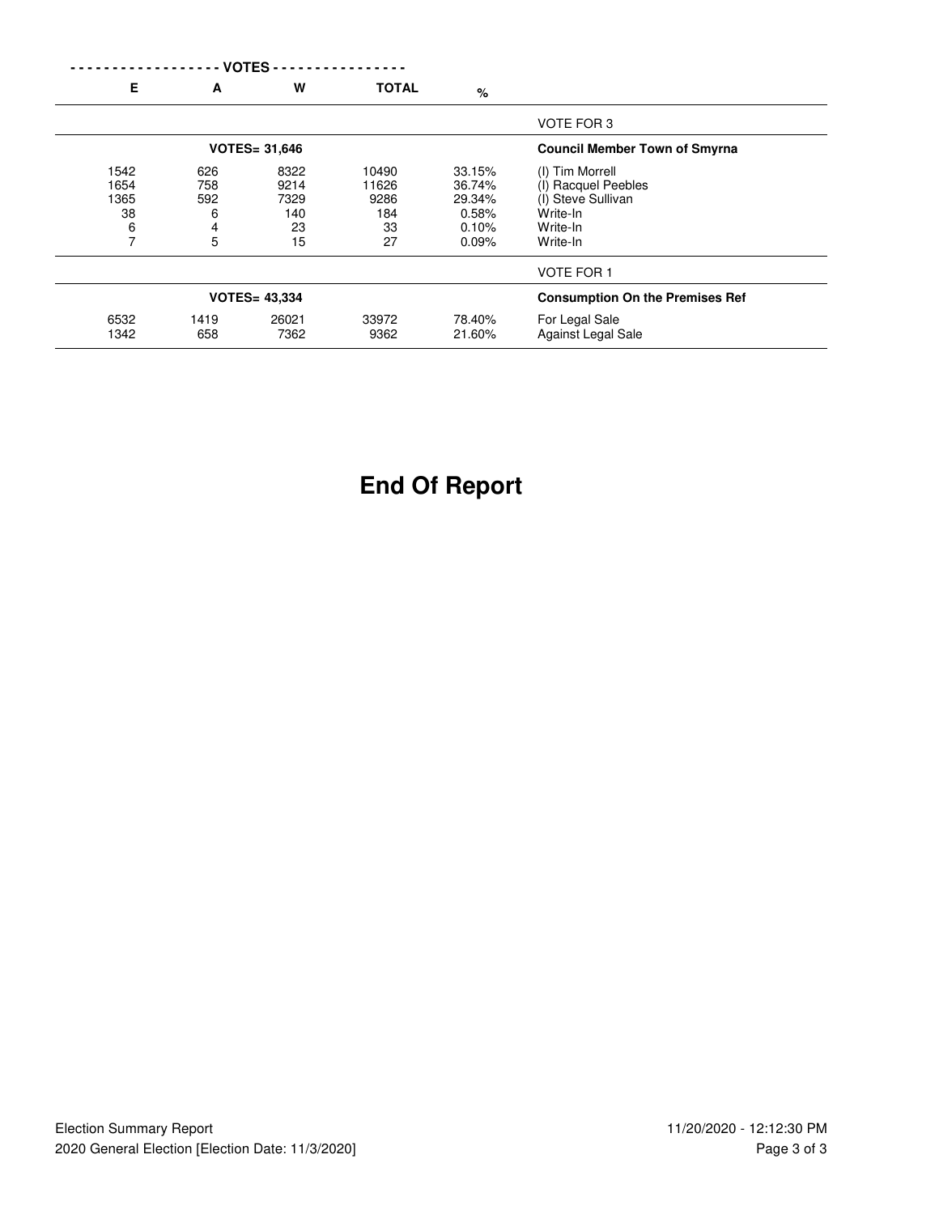| E | A | W | TOTAL | % | |
|---|---|---|---|---|---|
| | | | | | VOTE FOR 3 |
| | VOTES= 31,646 | | | | **Council Member Town of Smyrna** |
| 1542 | 626 | 8322 | 10490 | 33.15% | (I) Tim Morrell |
| 1654 | 758 | 9214 | 11626 | 36.74% | (I) Racquel Peebles |
| 1365 | 592 | 7329 | 9286 | 29.34% | (I) Steve Sullivan |
| 38 | 6 | 140 | 184 | 0.58% | Write-In |
| 6 | 4 | 23 | 33 | 0.10% | Write-In |
| 7 | 5 | 15 | 27 | 0.09% | Write-In |
| | | | | | VOTE FOR 1 |
| | VOTES= 43,334 | | | | **Consumption On the Premises Ref** |
| 6532 | 1419 | 26021 | 33972 | 78.40% | For Legal Sale |
| 1342 | 658 | 7362 | 9362 | 21.60% | Against Legal Sale |

# End Of Report

Election Summary Report
2020 General Election [Election Date: 11/3/2020]

11/20/2020 - 12:12:30 PM